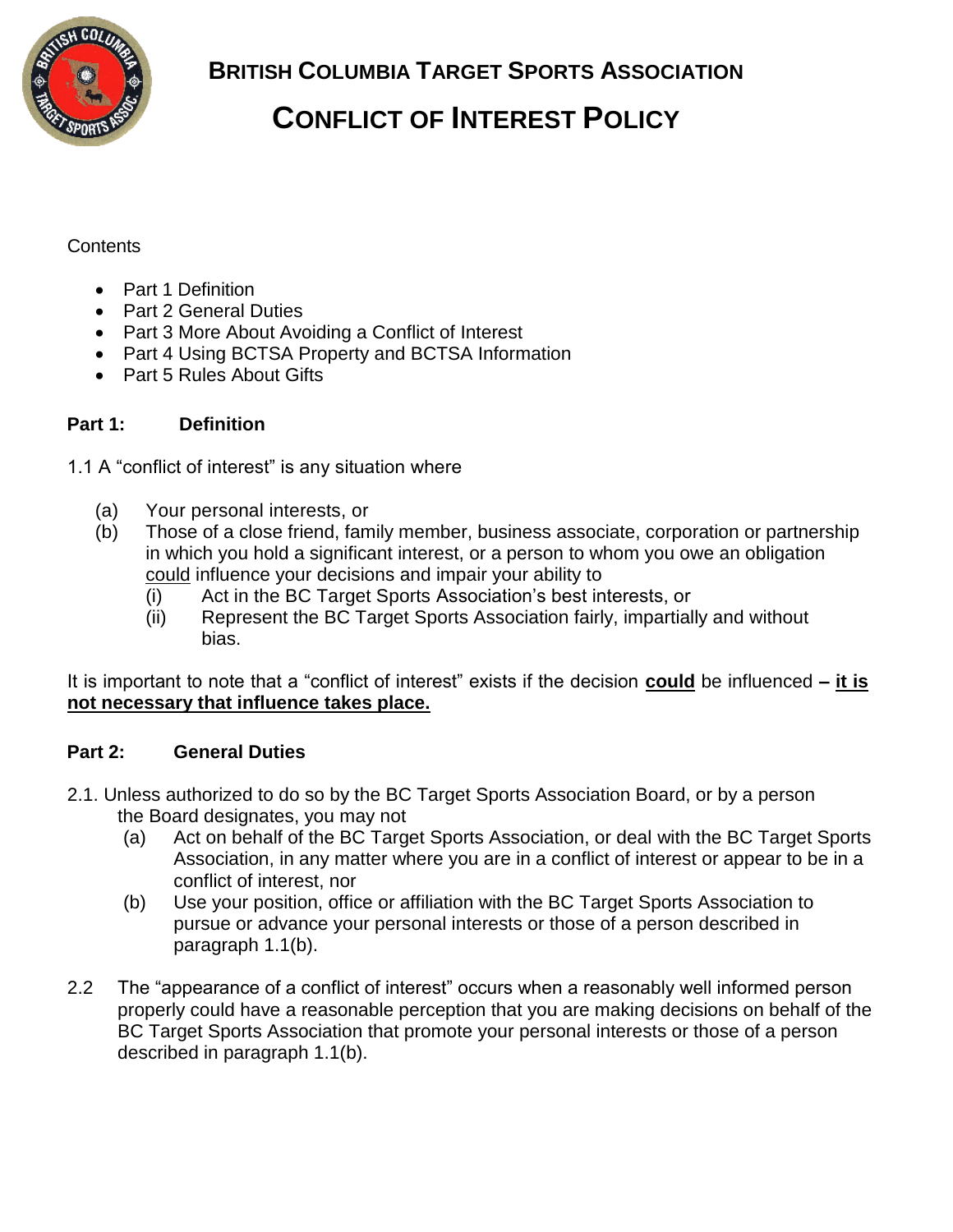# BRITISH COLUMBIA TARGET SPORTS ASSOCIATION

# CONFLICT OF INTEREST POLICY

Contents

- Part 1 Definition
- Part 2 General Duties
- Part 3 More About Avoiding a Conflict of Interest
- Part 4 Using BCTSA Property and BCTSA Information
- Part 5 Rules About Gifts

## Part 1: Definition

1.1 A "conflict of interest" is any situation where

(a) Your personal interests, or
(b) Those of a close friend, family member, business associate, corporation or partnership in which you hold a significant interest, or a person to whom you owe an obligation could influence your decisions and impair your ability to
  (i) Act in the BC Target Sports Association's best interests, or
  (ii) Represent the BC Target Sports Association fairly, impartially and without bias.

It is important to note that a "conflict of interest" exists if the decision **could** be influenced **– it is not necessary that influence takes place.**

## Part 2: General Duties

2.1. Unless authorized to do so by the BC Target Sports Association Board, or by a person the Board designates, you may not

(a) Act on behalf of the BC Target Sports Association, or deal with the BC Target Sports Association, in any matter where you are in a conflict of interest or appear to be in a conflict of interest, nor
(b) Use your position, office or affiliation with the BC Target Sports Association to pursue or advance your personal interests or those of a person described in paragraph 1.1(b).

2.2 The "appearance of a conflict of interest" occurs when a reasonably well informed person properly could have a reasonable perception that you are making decisions on behalf of the BC Target Sports Association that promote your personal interests or those of a person described in paragraph 1.1(b).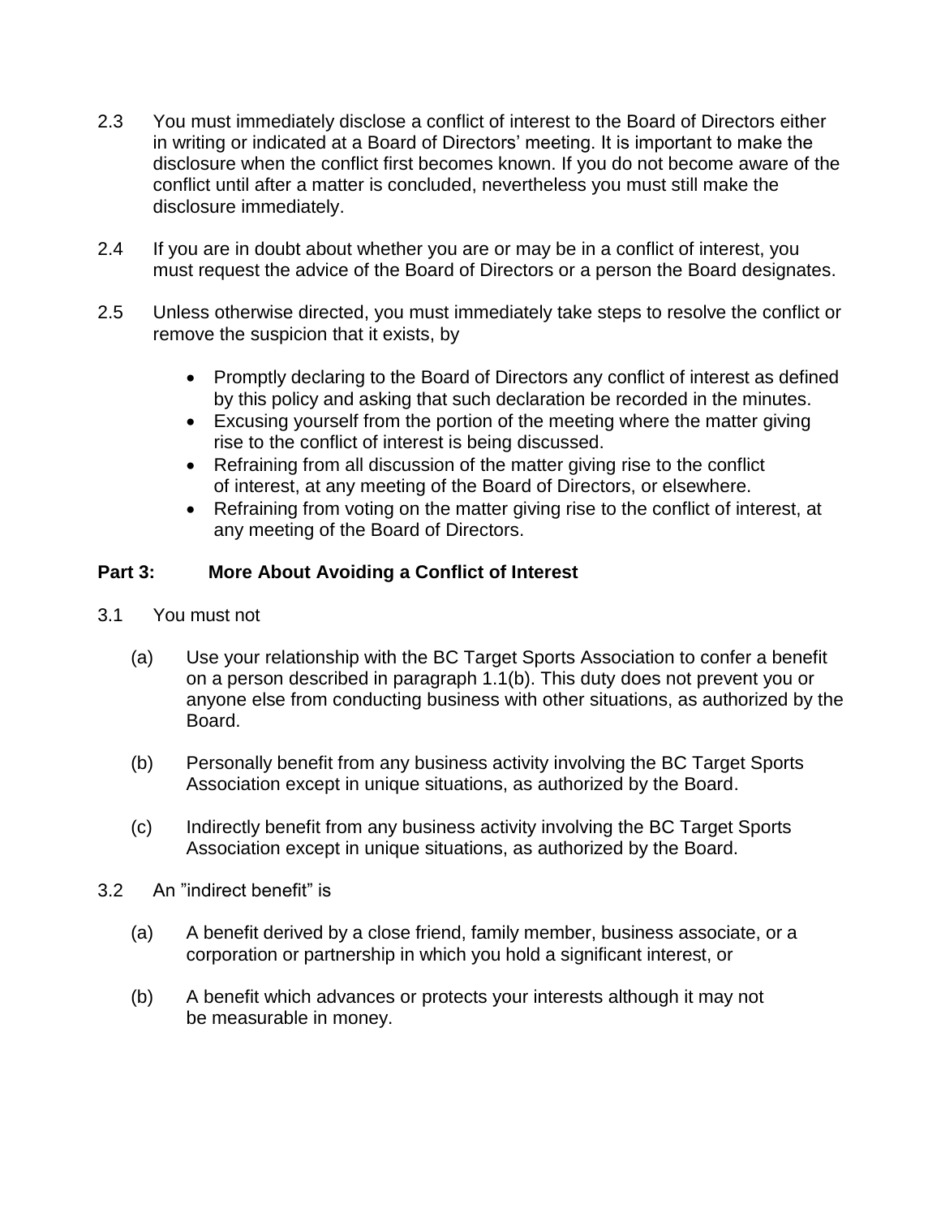2.3 You must immediately disclose a conflict of interest to the Board of Directors either in writing or indicated at a Board of Directors' meeting. It is important to make the disclosure when the conflict first becomes known. If you do not become aware of the conflict until after a matter is concluded, nevertheless you must still make the disclosure immediately.

2.4 If you are in doubt about whether you are or may be in a conflict of interest, you must request the advice of the Board of Directors or a person the Board designates.

2.5 Unless otherwise directed, you must immediately take steps to resolve the conflict or remove the suspicion that it exists, by

- Promptly declaring to the Board of Directors any conflict of interest as defined by this policy and asking that such declaration be recorded in the minutes.
- Excusing yourself from the portion of the meeting where the matter giving rise to the conflict of interest is being discussed.
- Refraining from all discussion of the matter giving rise to the conflict of interest, at any meeting of the Board of Directors, or elsewhere.
- Refraining from voting on the matter giving rise to the conflict of interest, at any meeting of the Board of Directors.

## Part 3: More About Avoiding a Conflict of Interest

3.1 You must not

(a) Use your relationship with the BC Target Sports Association to confer a benefit on a person described in paragraph 1.1(b). This duty does not prevent you or anyone else from conducting business with other situations, as authorized by the Board.

(b) Personally benefit from any business activity involving the BC Target Sports Association except in unique situations, as authorized by the Board.

(c) Indirectly benefit from any business activity involving the BC Target Sports Association except in unique situations, as authorized by the Board.

3.2 An "indirect benefit" is

(a) A benefit derived by a close friend, family member, business associate, or a corporation or partnership in which you hold a significant interest, or

(b) A benefit which advances or protects your interests although it may not be measurable in money.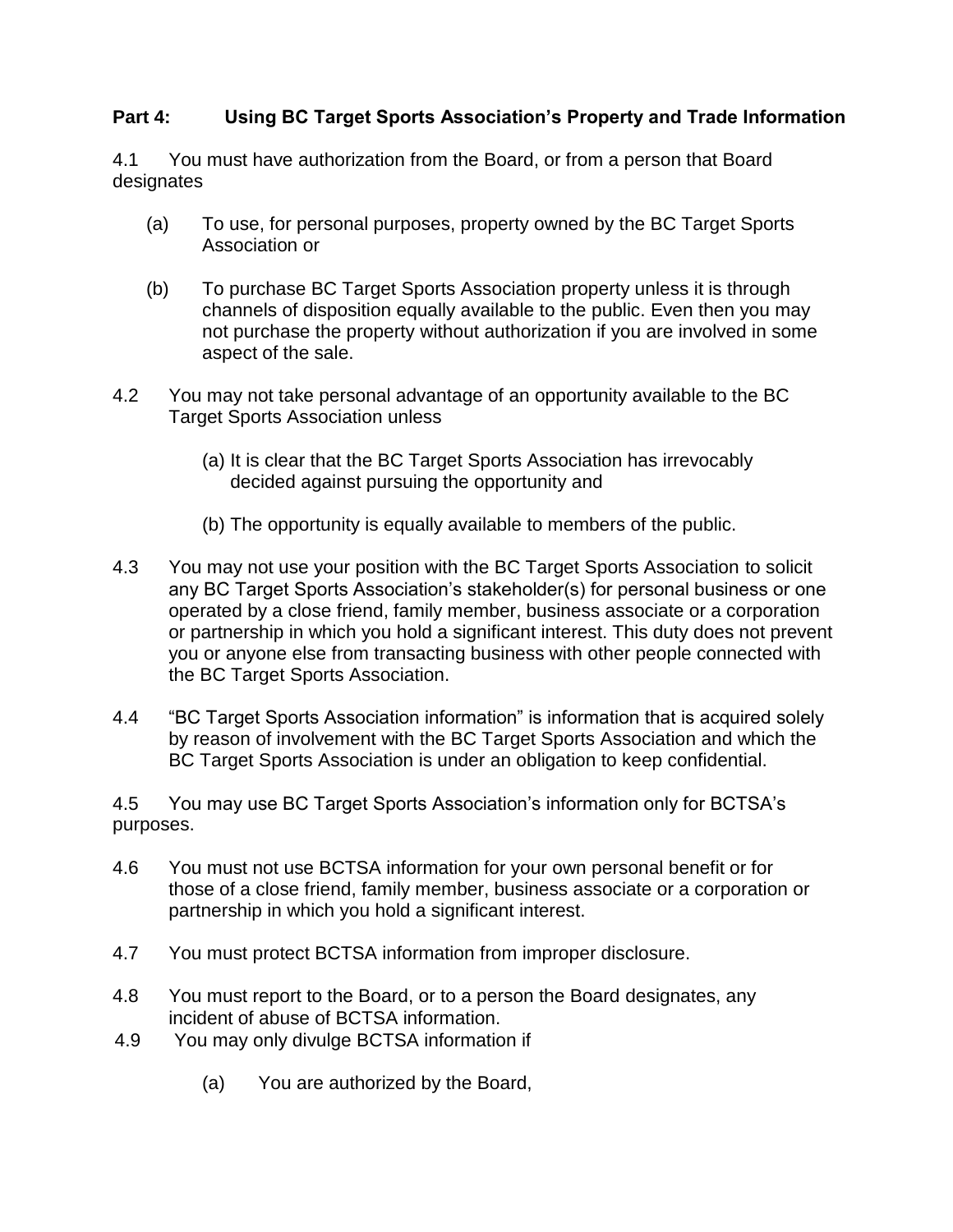## Part 4: Using BC Target Sports Association's Property and Trade Information

4.1 You must have authorization from the Board, or from a person that Board designates

(a) To use, for personal purposes, property owned by the BC Target Sports Association or

(b) To purchase BC Target Sports Association property unless it is through channels of disposition equally available to the public. Even then you may not purchase the property without authorization if you are involved in some aspect of the sale.

4.2 You may not take personal advantage of an opportunity available to the BC Target Sports Association unless

(a) It is clear that the BC Target Sports Association has irrevocably decided against pursuing the opportunity and

(b) The opportunity is equally available to members of the public.

4.3 You may not use your position with the BC Target Sports Association to solicit any BC Target Sports Association's stakeholder(s) for personal business or one operated by a close friend, family member, business associate or a corporation or partnership in which you hold a significant interest. This duty does not prevent you or anyone else from transacting business with other people connected with the BC Target Sports Association.

4.4 "BC Target Sports Association information" is information that is acquired solely by reason of involvement with the BC Target Sports Association and which the BC Target Sports Association is under an obligation to keep confidential.

4.5 You may use BC Target Sports Association's information only for BCTSA's purposes.

4.6 You must not use BCTSA information for your own personal benefit or for those of a close friend, family member, business associate or a corporation or partnership in which you hold a significant interest.

4.7 You must protect BCTSA information from improper disclosure.

4.8 You must report to the Board, or to a person the Board designates, any incident of abuse of BCTSA information.

4.9 You may only divulge BCTSA information if

(a) You are authorized by the Board,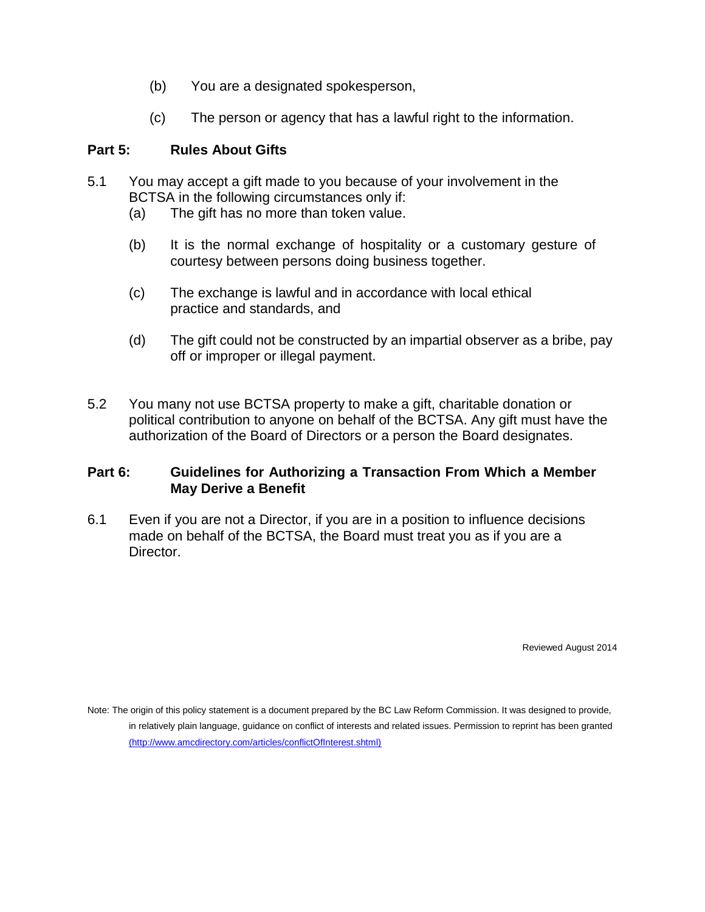(b) You are a designated spokesperson,

(c) The person or agency that has a lawful right to the information.

## Part 5: Rules About Gifts

5.1 You may accept a gift made to you because of your involvement in the BCTSA in the following circumstances only if:

(a) The gift has no more than token value.

(b) It is the normal exchange of hospitality or a customary gesture of courtesy between persons doing business together.

(c) The exchange is lawful and in accordance with local ethical practice and standards, and

(d) The gift could not be constructed by an impartial observer as a bribe, pay off or improper or illegal payment.

5.2 You many not use BCTSA property to make a gift, charitable donation or political contribution to anyone on behalf of the BCTSA. Any gift must have the authorization of the Board of Directors or a person the Board designates.

## Part 6: Guidelines for Authorizing a Transaction From Which a Member May Derive a Benefit

6.1 Even if you are not a Director, if you are in a position to influence decisions made on behalf of the BCTSA, the Board must treat you as if you are a Director.

Reviewed August 2014

Note: The origin of this policy statement is a document prepared by the BC Law Reform Commission. It was designed to provide, in relatively plain language, guidance on conflict of interests and related issues. Permission to reprint has been granted (http://www.amcdirectory.com/articles/conflictOfInterest.shtml)